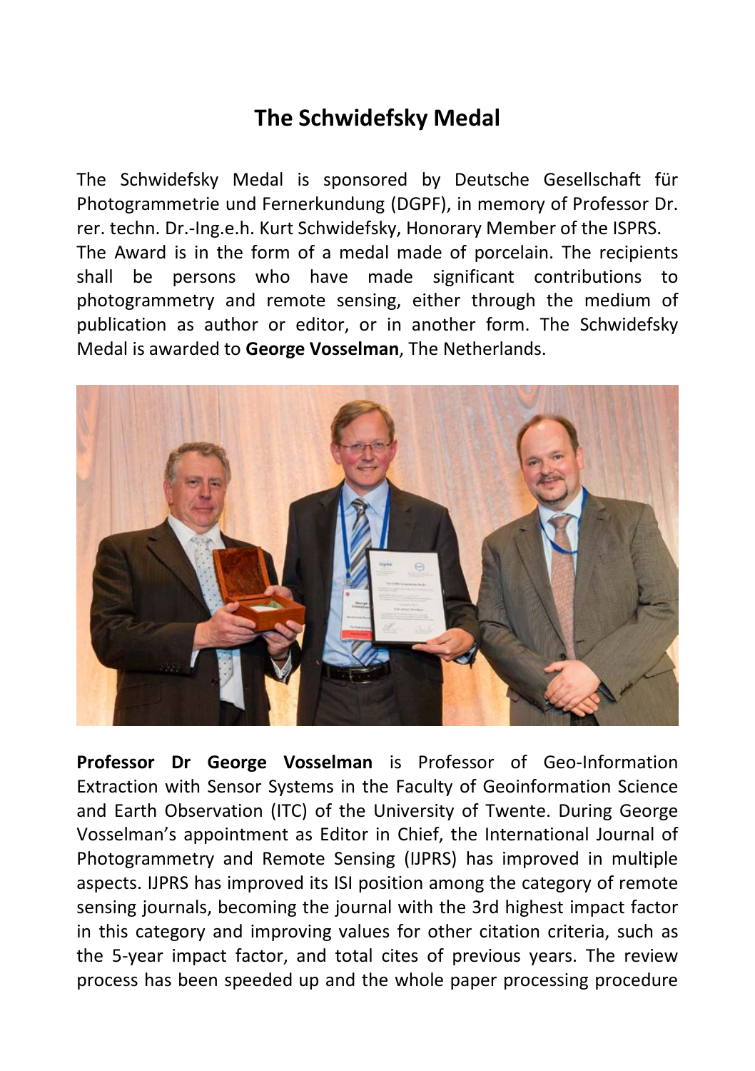# The Schwidefsky Medal

The Schwidefsky Medal is sponsored by Deutsche Gesellschaft für Photogrammetrie und Fernerkundung (DGPF), in memory of Professor Dr. rer. techn. Dr.-Ing.e.h. Kurt Schwidefsky, Honorary Member of the ISPRS. The Award is in the form of a medal made of porcelain. The recipients shall be persons who have made significant contributions to photogrammetry and remote sensing, either through the medium of publication as author or editor, or in another form. The Schwidefsky Medal is awarded to **George Vosselman**, The Netherlands.

**Professor Dr George Vosselman** is Professor of Geo-Information Extraction with Sensor Systems in the Faculty of Geoinformation Science and Earth Observation (ITC) of the University of Twente. During George Vosselman's appointment as Editor in Chief, the International Journal of Photogrammetry and Remote Sensing (IJPRS) has improved in multiple aspects. IJPRS has improved its ISI position among the category of remote sensing journals, becoming the journal with the 3rd highest impact factor in this category and improving values for other citation criteria, such as the 5-year impact factor, and total cites of previous years. The review process has been speeded up and the whole paper processing procedure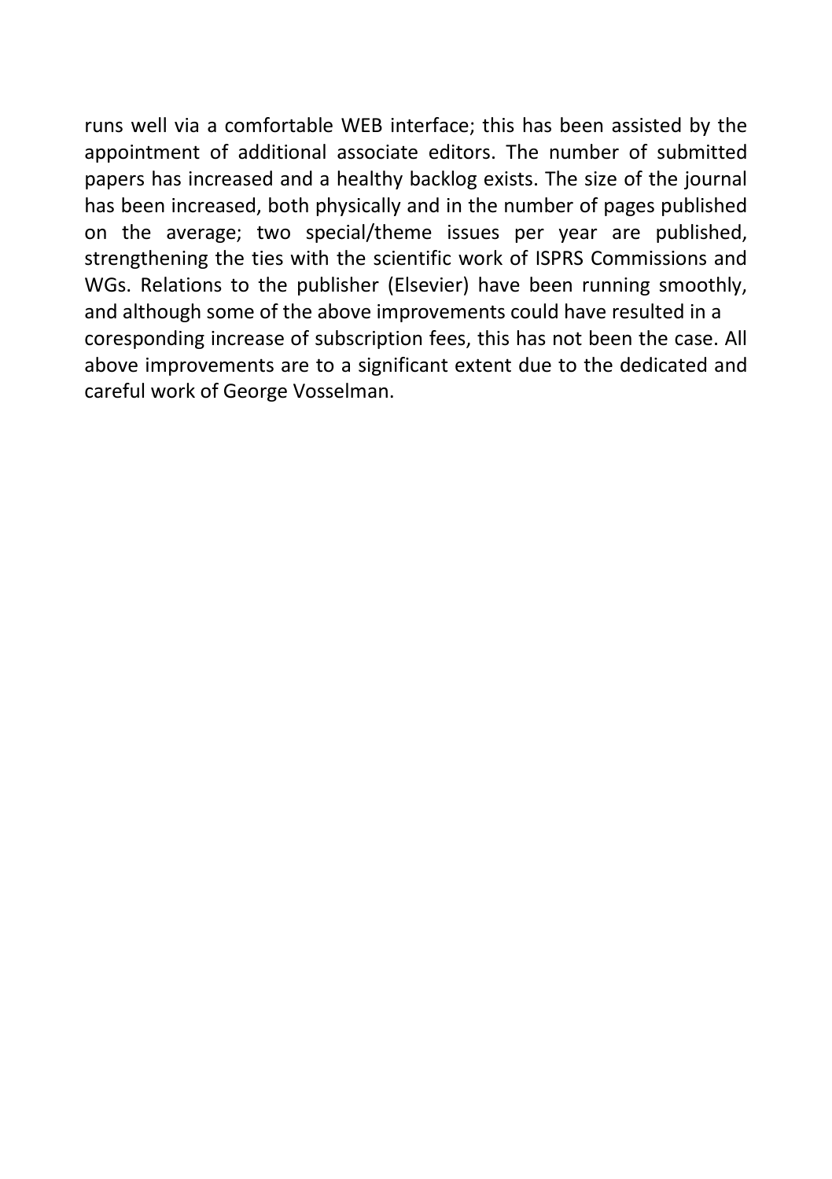runs well via a comfortable WEB interface; this has been assisted by the appointment of additional associate editors. The number of submitted papers has increased and a healthy backlog exists. The size of the journal has been increased, both physically and in the number of pages published on the average; two special/theme issues per year are published, strengthening the ties with the scientific work of ISPRS Commissions and WGs. Relations to the publisher (Elsevier) have been running smoothly, and although some of the above improvements could have resulted in a coresponding increase of subscription fees, this has not been the case. All above improvements are to a significant extent due to the dedicated and careful work of George Vosselman.